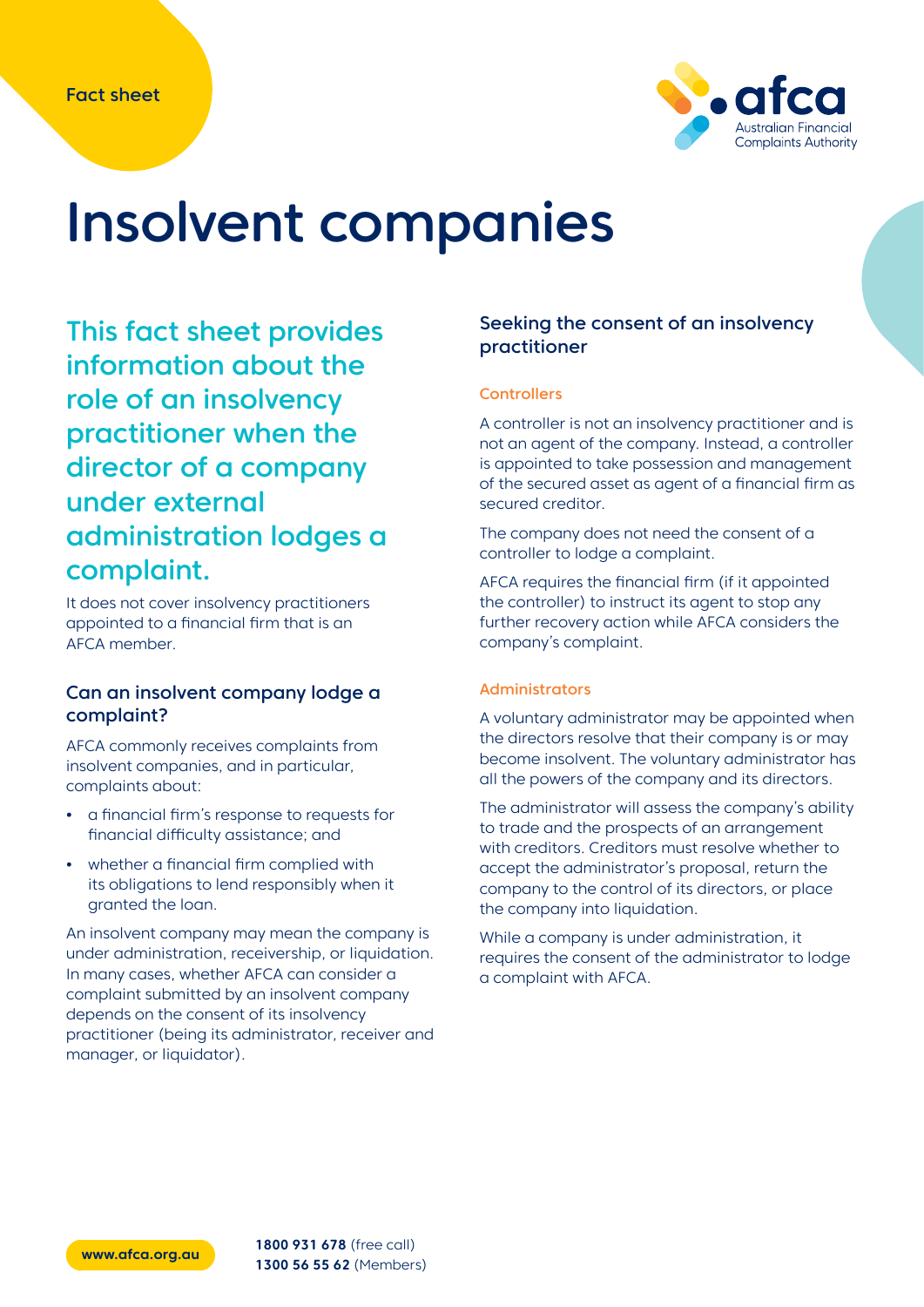Fact sheet

# Insolvent companies

## This fact sheet provides information about the role of an insolvency practitioner when the director of a company under external administration lodges a complaint.

It does not cover insolvency practitioners appointed to a financial firm that is an AFCA member.

### Can an insolvent company lodge a complaint?

AFCA commonly receives complaints from insolvent companies, and in particular, complaints about:

- a financial firm's response to requests for financial difficulty assistance; and
- whether a financial firm complied with its obligations to lend responsibly when it granted the loan.

An insolvent company may mean the company is under administration, receivership, or liquidation. In many cases, whether AFCA can consider a complaint submitted by an insolvent company depends on the consent of its insolvency practitioner (being its administrator, receiver and manager, or liquidator).

### Seeking the consent of an insolvency practitioner

#### Controllers

A controller is not an insolvency practitioner and is not an agent of the company. Instead, a controller is appointed to take possession and management of the secured asset as agent of a financial firm as secured creditor.

The company does not need the consent of a controller to lodge a complaint.

AFCA requires the financial firm (if it appointed the controller) to instruct its agent to stop any further recovery action while AFCA considers the company's complaint.

#### Administrators

A voluntary administrator may be appointed when the directors resolve that their company is or may become insolvent. The voluntary administrator has all the powers of the company and its directors.

The administrator will assess the company's ability to trade and the prospects of an arrangement with creditors. Creditors must resolve whether to accept the administrator's proposal, return the company to the control of its directors, or place the company into liquidation.

While a company is under administration, it requires the consent of the administrator to lodge a complaint with AFCA.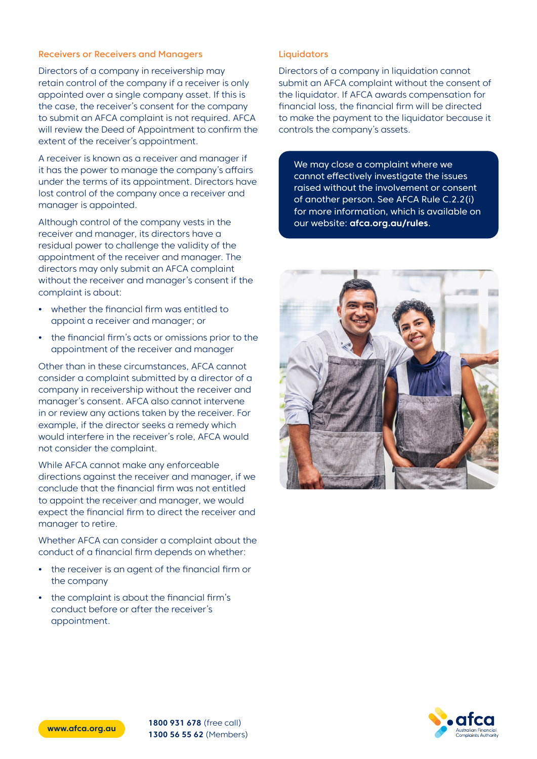### Receivers or Receivers and Managers

Directors of a company in receivership may retain control of the company if a receiver is only appointed over a single company asset. If this is the case, the receiver's consent for the company to submit an AFCA complaint is not required. AFCA will review the Deed of Appointment to confirm the extent of the receiver's appointment.

A receiver is known as a receiver and manager if it has the power to manage the company's affairs under the terms of its appointment. Directors have lost control of the company once a receiver and manager is appointed.

Although control of the company vests in the receiver and manager, its directors have a residual power to challenge the validity of the appointment of the receiver and manager. The directors may only submit an AFCA complaint without the receiver and manager's consent if the complaint is about:

- whether the financial firm was entitled to appoint a receiver and manager; or
- the financial firm's acts or omissions prior to the appointment of the receiver and manager

Other than in these circumstances, AFCA cannot consider a complaint submitted by a director of a company in receivership without the receiver and manager's consent. AFCA also cannot intervene in or review any actions taken by the receiver. For example, if the director seeks a remedy which would interfere in the receiver's role, AFCA would not consider the complaint.

While AFCA cannot make any enforceable directions against the receiver and manager, if we conclude that the financial firm was not entitled to appoint the receiver and manager, we would expect the financial firm to direct the receiver and manager to retire.

Whether AFCA can consider a complaint about the conduct of a financial firm depends on whether:

- the receiver is an agent of the financial firm or the company
- the complaint is about the financial firm's conduct before or after the receiver's appointment.

### Liquidators

Directors of a company in liquidation cannot submit an AFCA complaint without the consent of the liquidator. If AFCA awards compensation for financial loss, the financial firm will be directed to make the payment to the liquidator because it controls the company's assets.

We may close a complaint where we cannot effectively investigate the issues raised without the involvement or consent of another person. See AFCA Rule C.2.2(i) for more information, which is available on our website: **afca.org.au/rules**.

**www.afca.org.au**

**1800 931 678** (free call)
**1300 56 55 62** (Members)

afca Australian Financial Complaints Authority